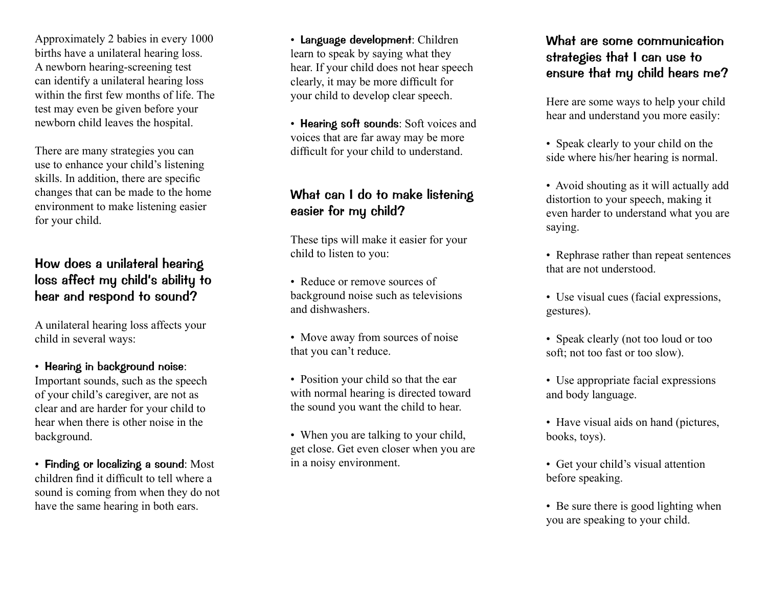Approximately 2 babies in every 1000 births have a unilateral hearing loss. A newborn hearing-screening test can identify a unilateral hearing loss within the first few months of life. The test may even be given before your newborn child leaves the hospital.

There are many strategies you can use to enhance your child's listening skills. In addition, there are specific changes that can be made to the home environment to make listening easier for your child.

## How does a unilateral hearing loss affect my child's ability to hear and respond to sound?

A unilateral hearing loss affects your child in several ways:

- **Hearing in background noise**: Important sounds, such as the speech of your child's caregiver, are not as clear and are harder for your child to hear when there is other noise in the background.
- **Finding or localizing a sound**: Most children find it difficult to tell where a sound is coming from when they do not have the same hearing in both ears.
- **Language development**: Children learn to speak by saying what they hear. If your child does not hear speech clearly, it may be more difficult for your child to develop clear speech.
- **Hearing soft sounds**: Soft voices and voices that are far away may be more difficult for your child to understand.

## What can I do to make listening easier for my child?

These tips will make it easier for your child to listen to you:

- Reduce or remove sources of background noise such as televisions and dishwashers.
- Move away from sources of noise that you can't reduce.
- Position your child so that the ear with normal hearing is directed toward the sound you want the child to hear.
- When you are talking to your child, get close. Get even closer when you are in a noisy environment.

## What are some communication strategies that I can use to ensure that my child hears me?

Here are some ways to help your child hear and understand you more easily:

- Speak clearly to your child on the side where his/her hearing is normal.
- Avoid shouting as it will actually add distortion to your speech, making it even harder to understand what you are saying.
- Rephrase rather than repeat sentences that are not understood.
- Use visual cues (facial expressions, gestures).
- Speak clearly (not too loud or too soft; not too fast or too slow).
- Use appropriate facial expressions and body language.
- Have visual aids on hand (pictures, books, toys).
- Get your child's visual attention before speaking.
- Be sure there is good lighting when you are speaking to your child.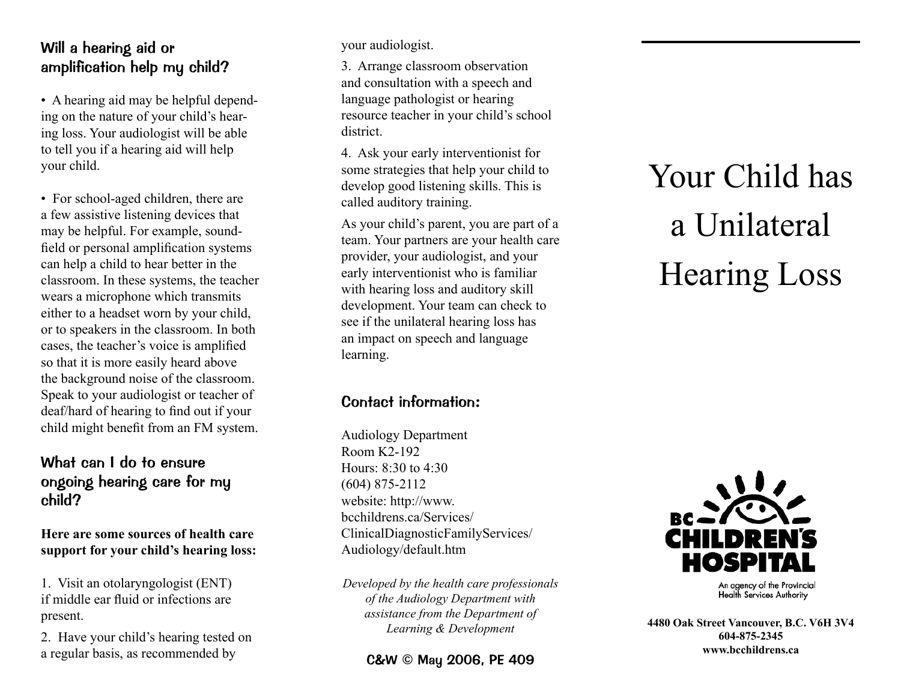## Will a hearing aid or amplification help my child?

• A hearing aid may be helpful depending on the nature of your child's hearing loss. Your audiologist will be able to tell you if a hearing aid will help your child.

• For school-aged children, there are a few assistive listening devices that may be helpful. For example, sound-field or personal amplification systems can help a child to hear better in the classroom. In these systems, the teacher wears a microphone which transmits either to a headset worn by your child, or to speakers in the classroom. In both cases, the teacher's voice is amplified so that it is more easily heard above the background noise of the classroom. Speak to your audiologist or teacher of deaf/hard of hearing to find out if your child might benefit from an FM system.

## What can I do to ensure ongoing hearing care for my child?

**Here are some sources of health care support for your child's hearing loss:**

1. Visit an otolaryngologist (ENT) if middle ear fluid or infections are present.
2. Have your child's hearing tested on a regular basis, as recommended by your audiologist.
3. Arrange classroom observation and consultation with a speech and language pathologist or hearing resource teacher in your child's school district.
4. Ask your early interventionist for some strategies that help your child to develop good listening skills. This is called auditory training.

As your child's parent, you are part of a team. Your partners are your health care provider, your audiologist, and your early interventionist who is familiar with hearing loss and auditory skill development. Your team can check to see if the unilateral hearing loss has an impact on speech and language learning.

## Contact information:

Audiology Department
Room K2-192
Hours: 8:30 to 4:30
(604) 875-2112
website: http://www.bcchildrens.ca/Services/ClinicalDiagnosticFamilyServices/Audiology/default.htm

*Developed by the health care professionals of the Audiology Department with assistance from the Department of Learning & Development*

C&W © May 2006, PE 409

# Your Child has a Unilateral Hearing Loss

BC CHILDREN'S HOSPITAL

An agency of the Provincial Health Services Authority

**4480 Oak Street Vancouver, B.C. V6H 3V4**
**604-875-2345**
**www.bcchildrens.ca**